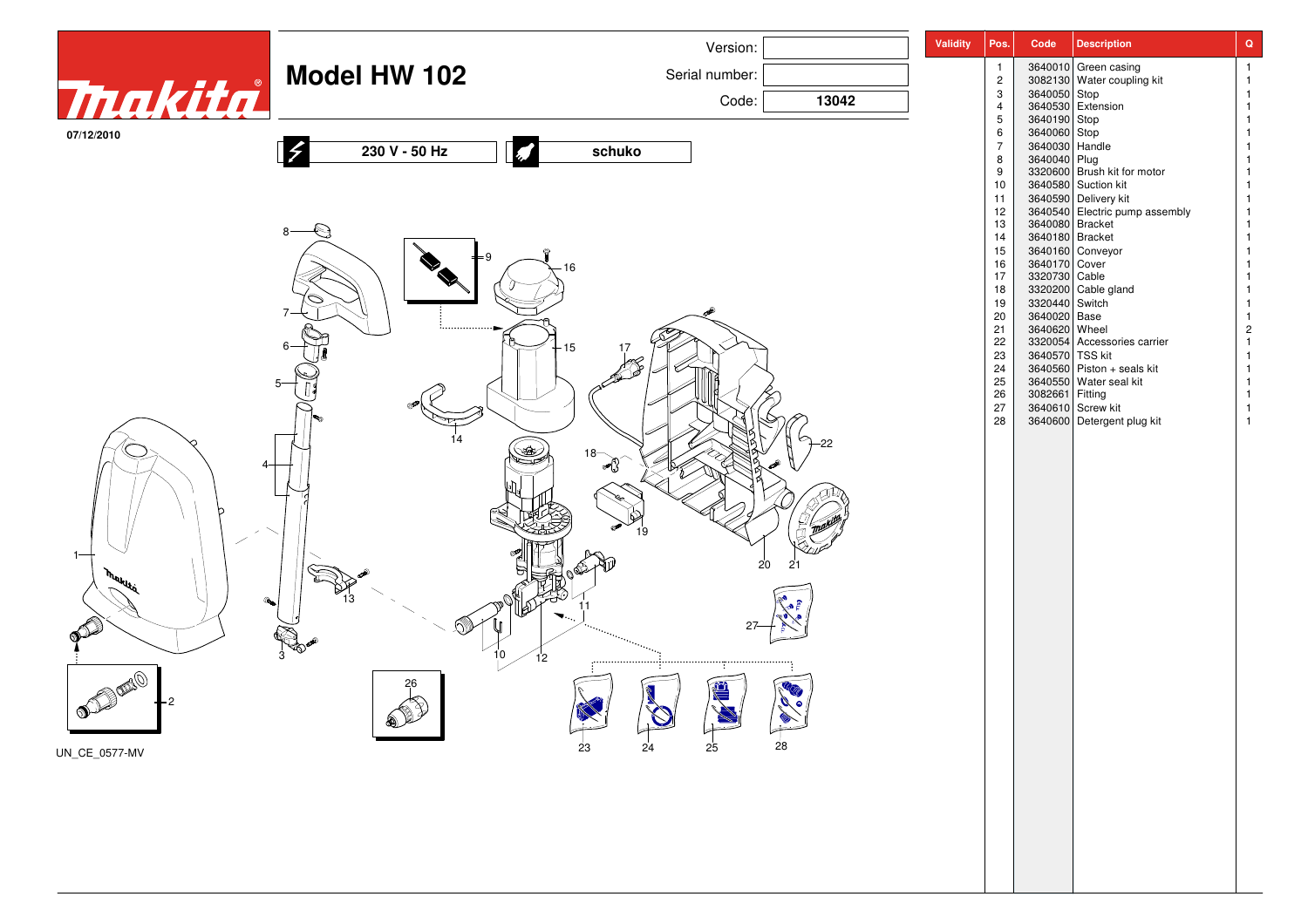# Model HW 102

Version:

Serial number:

Code: **13042**

07/12/2010

**230 V - 50 Hz**

**schuko**

| Validity | Pos. | Code | Description | Q |
|---|---|---|---|---|
| | 1 | 3640010 | Green casing | 1 |
| | 2 | 3082130 | Water coupling kit | 1 |
| | 3 | 3640050 | Stop | 1 |
| | 4 | 3640530 | Extension | 1 |
| | 5 | 3640190 | Stop | 1 |
| | 6 | 3640060 | Stop | 1 |
| | 7 | 3640030 | Handle | 1 |
| | 8 | 3640040 | Plug | 1 |
| | 9 | 3320600 | Brush kit for motor | 1 |
| | 10 | 3640580 | Suction kit | 1 |
| | 11 | 3640590 | Delivery kit | 1 |
| | 12 | 3640540 | Electric pump assembly | 1 |
| | 13 | 3640080 | Bracket | 1 |
| | 14 | 3640180 | Bracket | 1 |
| | 15 | 3640160 | Conveyor | 1 |
| | 16 | 3640170 | Cover | 1 |
| | 17 | 3320730 | Cable | 1 |
| | 18 | 3320200 | Cable gland | 1 |
| | 19 | 3320440 | Switch | 1 |
| | 20 | 3640020 | Base | 1 |
| | 21 | 3640620 | Wheel | 2 |
| | 22 | 3320054 | Accessories carrier | 1 |
| | 23 | 3640570 | TSS kit | 1 |
| | 24 | 3640560 | Piston + seals kit | 1 |
| | 25 | 3640550 | Water seal kit | 1 |
| | 26 | 3082661 | Fitting | 1 |
| | 27 | 3640610 | Screw kit | 1 |
| | 28 | 3640600 | Detergent plug kit | 1 |

UN_CE_0577-MV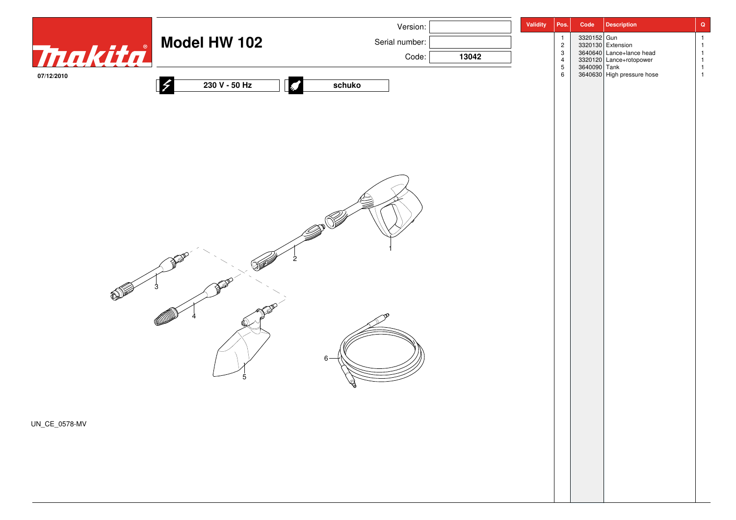makita

07/12/2010

# Model HW 102

Version:

Serial number:

Code: **13042**

**230 V - 50 Hz**

**schuko**

1

2

3

4

5

6

UN_CE_0578-MV

| Validity | Pos. | Code | Description | Q |
|---|---|---|---|---|
| | 1 | 3320152 | Gun | 1 |
| | 2 | 3320130 | Extension | 1 |
| | 3 | 3640640 | Lance+lance head | 1 |
| | 4 | 3320120 | Lance+rotopower | 1 |
| | 5 | 3640090 | Tank | 1 |
| | 6 | 3640630 | High pressure hose | 1 |